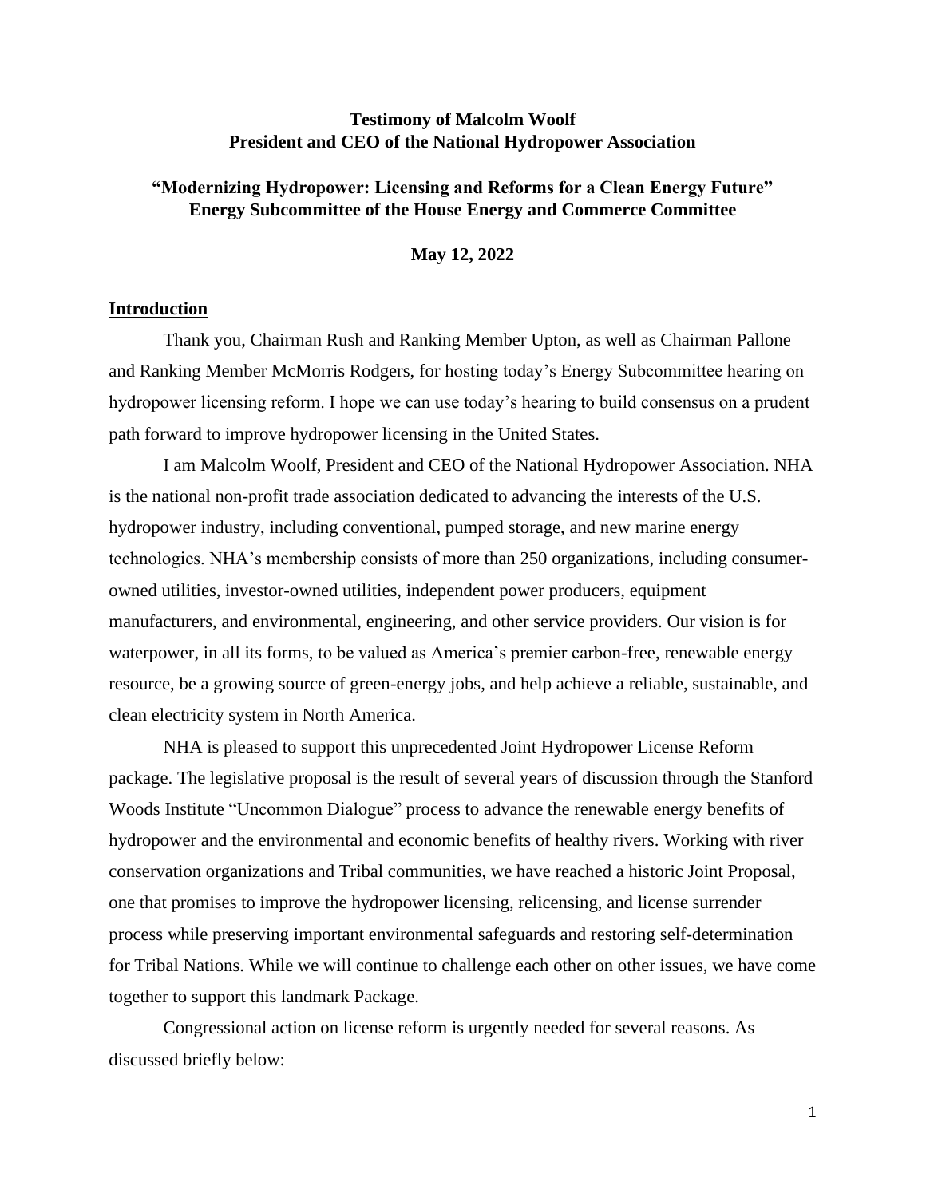**Testimony of Malcolm Woolf**
**President and CEO of the National Hydropower Association**

**"Modernizing Hydropower: Licensing and Reforms for a Clean Energy Future"**
**Energy Subcommittee of the House Energy and Commerce Committee**

**May 12, 2022**

## Introduction

Thank you, Chairman Rush and Ranking Member Upton, as well as Chairman Pallone and Ranking Member McMorris Rodgers, for hosting today's Energy Subcommittee hearing on hydropower licensing reform. I hope we can use today's hearing to build consensus on a prudent path forward to improve hydropower licensing in the United States.

I am Malcolm Woolf, President and CEO of the National Hydropower Association. NHA is the national non-profit trade association dedicated to advancing the interests of the U.S. hydropower industry, including conventional, pumped storage, and new marine energy technologies. NHA's membership consists of more than 250 organizations, including consumer-owned utilities, investor-owned utilities, independent power producers, equipment manufacturers, and environmental, engineering, and other service providers. Our vision is for waterpower, in all its forms, to be valued as America's premier carbon-free, renewable energy resource, be a growing source of green-energy jobs, and help achieve a reliable, sustainable, and clean electricity system in North America.

NHA is pleased to support this unprecedented Joint Hydropower License Reform package. The legislative proposal is the result of several years of discussion through the Stanford Woods Institute "Uncommon Dialogue" process to advance the renewable energy benefits of hydropower and the environmental and economic benefits of healthy rivers. Working with river conservation organizations and Tribal communities, we have reached a historic Joint Proposal, one that promises to improve the hydropower licensing, relicensing, and license surrender process while preserving important environmental safeguards and restoring self-determination for Tribal Nations. While we will continue to challenge each other on other issues, we have come together to support this landmark Package.

Congressional action on license reform is urgently needed for several reasons. As discussed briefly below: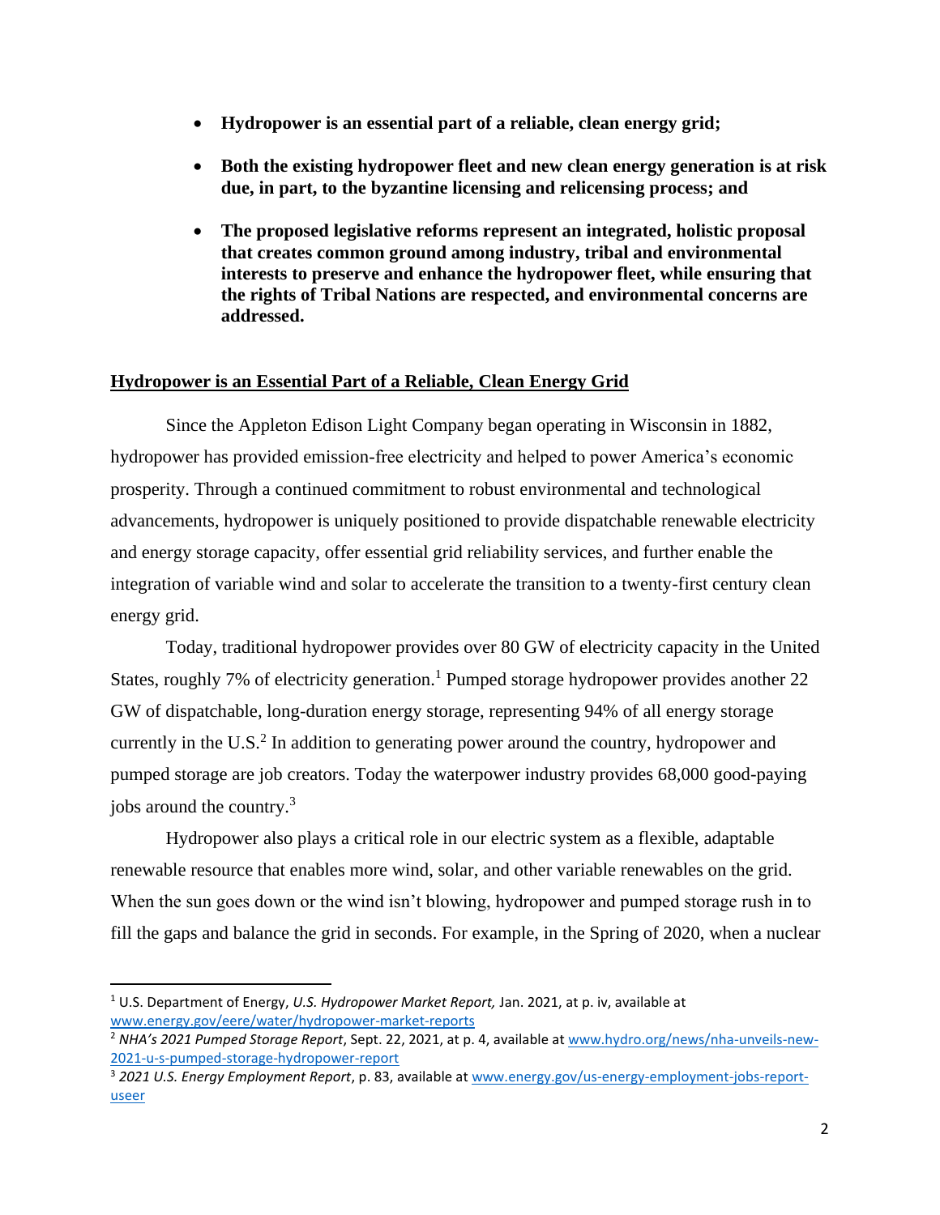- **Hydropower is an essential part of a reliable, clean energy grid;**
- **Both the existing hydropower fleet and new clean energy generation is at risk due, in part, to the byzantine licensing and relicensing process; and**
- **The proposed legislative reforms represent an integrated, holistic proposal that creates common ground among industry, tribal and environmental interests to preserve and enhance the hydropower fleet, while ensuring that the rights of Tribal Nations are respected, and environmental concerns are addressed.**

## Hydropower is an Essential Part of a Reliable, Clean Energy Grid

Since the Appleton Edison Light Company began operating in Wisconsin in 1882, hydropower has provided emission-free electricity and helped to power America's economic prosperity. Through a continued commitment to robust environmental and technological advancements, hydropower is uniquely positioned to provide dispatchable renewable electricity and energy storage capacity, offer essential grid reliability services, and further enable the integration of variable wind and solar to accelerate the transition to a twenty-first century clean energy grid.

Today, traditional hydropower provides over 80 GW of electricity capacity in the United States, roughly 7% of electricity generation.[1] Pumped storage hydropower provides another 22 GW of dispatchable, long-duration energy storage, representing 94% of all energy storage currently in the U.S.[2] In addition to generating power around the country, hydropower and pumped storage are job creators. Today the waterpower industry provides 68,000 good-paying jobs around the country.[3]

Hydropower also plays a critical role in our electric system as a flexible, adaptable renewable resource that enables more wind, solar, and other variable renewables on the grid. When the sun goes down or the wind isn't blowing, hydropower and pumped storage rush in to fill the gaps and balance the grid in seconds. For example, in the Spring of 2020, when a nuclear

---

[1] U.S. Department of Energy, *U.S. Hydropower Market Report,* Jan. 2021, at p. iv, available at www.energy.gov/eere/water/hydropower-market-reports

[2] *NHA's 2021 Pumped Storage Report*, Sept. 22, 2021, at p. 4, available at www.hydro.org/news/nha-unveils-new-2021-u-s-pumped-storage-hydropower-report

[3] *2021 U.S. Energy Employment Report*, p. 83, available at www.energy.gov/us-energy-employment-jobs-report-useer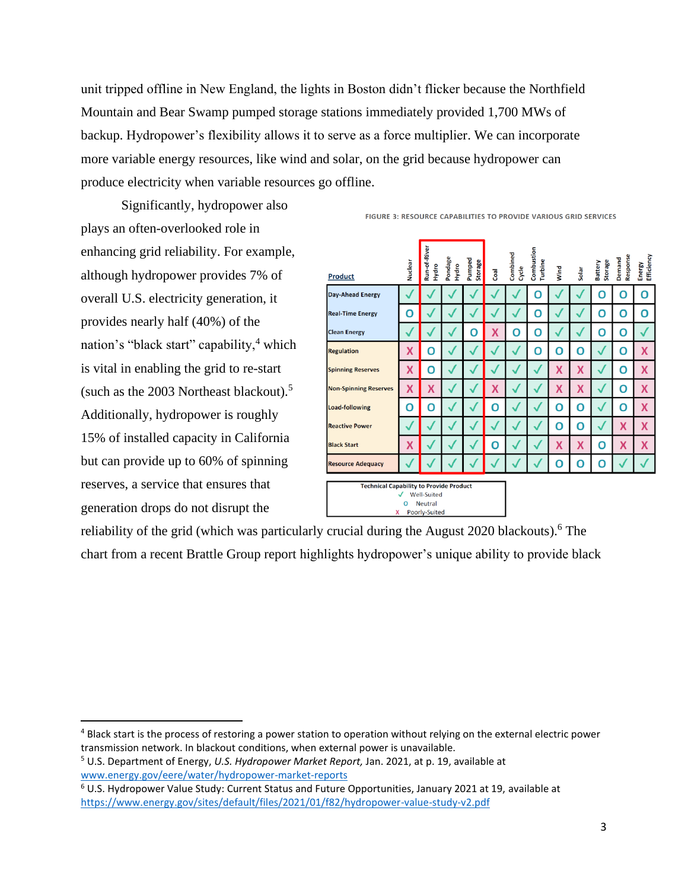unit tripped offline in New England, the lights in Boston didn't flicker because the Northfield Mountain and Bear Swamp pumped storage stations immediately provided 1,700 MWs of backup. Hydropower's flexibility allows it to serve as a force multiplier. We can incorporate more variable energy resources, like wind and solar, on the grid because hydropower can produce electricity when variable resources go offline.

Significantly, hydropower also plays an often-overlooked role in enhancing grid reliability. For example, although hydropower provides 7% of overall U.S. electricity generation, it provides nearly half (40%) of the nation's "black start" capability,[4] which is vital in enabling the grid to re-start (such as the 2003 Northeast blackout).[5] Additionally, hydropower is roughly 15% of installed capacity in California but can provide up to 60% of spinning reserves, a service that ensures that generation drops do not disrupt the reliability of the grid (which was particularly crucial during the August 2020 blackouts).[6] The chart from a recent Brattle Group report highlights hydropower's unique ability to provide black

FIGURE 3: RESOURCE CAPABILITIES TO PROVIDE VARIOUS GRID SERVICES

| Product | Nuclear | Run-of-River Hydro | Pondage Hydro | Pumped Storage | Coal | Combined Cycle | Combustion Turbine | Wind | Solar | Battery Storage | Demand Response | Energy Efficiency |
|---|---|---|---|---|---|---|---|---|---|---|---|---|
| Day-Ahead Energy | ✓ | ✓ | ✓ | ✓ | ✓ | ✓ | O | ✓ | ✓ | O | O | O |
| Real-Time Energy | O | ✓ | ✓ | ✓ | ✓ | ✓ | O | ✓ | ✓ | O | O | O |
| Clean Energy | ✓ | ✓ | ✓ | O | X | O | O | ✓ | ✓ | O | O | ✓ |
| Regulation | X | O | ✓ | ✓ | ✓ | ✓ | O | O | O | ✓ | O | X |
| Spinning Reserves | X | O | ✓ | ✓ | ✓ | ✓ | ✓ | X | X | ✓ | O | X |
| Non-Spinning Reserves | X | X | ✓ | ✓ | X | ✓ | ✓ | X | X | ✓ | O | X |
| Load-following | O | O | ✓ | ✓ | O | ✓ | ✓ | O | O | ✓ | O | X |
| Reactive Power | ✓ | ✓ | ✓ | ✓ | ✓ | ✓ | ✓ | O | O | ✓ | X | X |
| Black Start | X | ✓ | ✓ | ✓ | O | ✓ | ✓ | X | X | O | X | X |
| Resource Adequacy | ✓ | ✓ | ✓ | ✓ | ✓ | ✓ | ✓ | O | O | O | ✓ | ✓ |

Technical Capability to Provide Product
✓ Well-Suited
O Neutral
X Poorly-Suited

---

[4] Black start is the process of restoring a power station to operation without relying on the external electric power transmission network. In blackout conditions, when external power is unavailable.

[5] U.S. Department of Energy, *U.S. Hydropower Market Report,* Jan. 2021, at p. 19, available at www.energy.gov/eere/water/hydropower-market-reports

[6] U.S. Hydropower Value Study: Current Status and Future Opportunities, January 2021 at 19, available at https://www.energy.gov/sites/default/files/2021/01/f82/hydropower-value-study-v2.pdf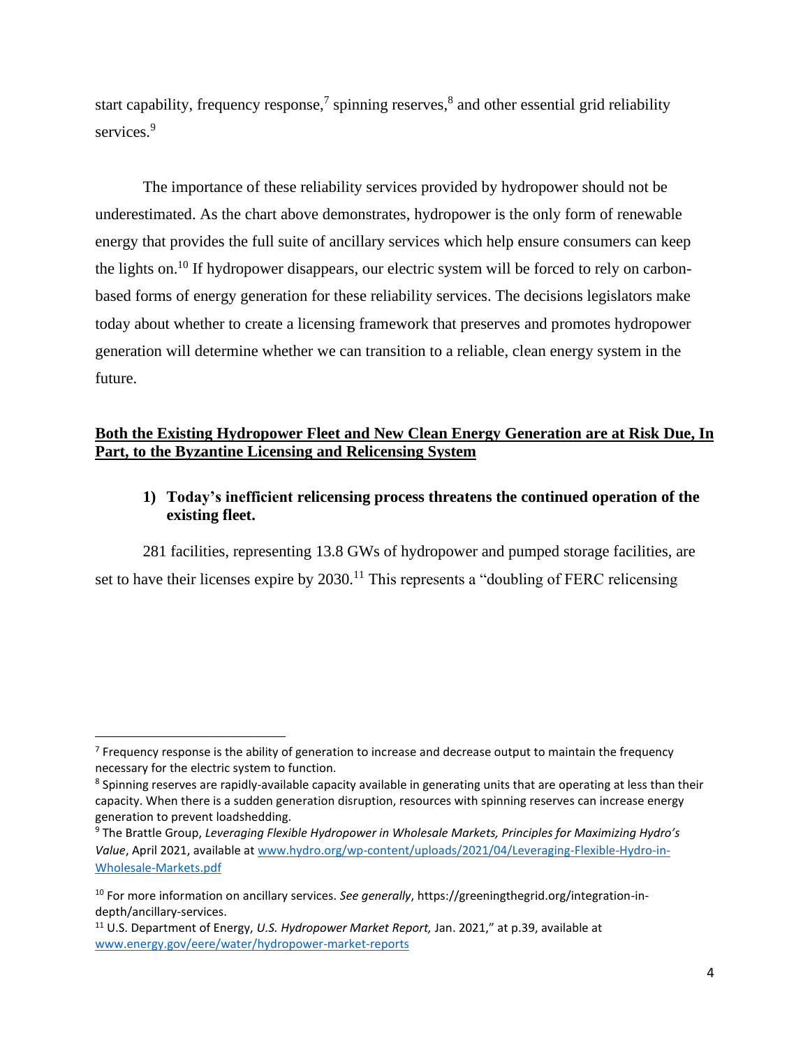start capability, frequency response,[7] spinning reserves,[8] and other essential grid reliability services.[9]

The importance of these reliability services provided by hydropower should not be underestimated. As the chart above demonstrates, hydropower is the only form of renewable energy that provides the full suite of ancillary services which help ensure consumers can keep the lights on.[10] If hydropower disappears, our electric system will be forced to rely on carbon-based forms of energy generation for these reliability services. The decisions legislators make today about whether to create a licensing framework that preserves and promotes hydropower generation will determine whether we can transition to a reliable, clean energy system in the future.

## **Both the Existing Hydropower Fleet and New Clean Energy Generation are at Risk Due, In Part, to the Byzantine Licensing and Relicensing System**

### 1) Today's inefficient relicensing process threatens the continued operation of the existing fleet.

281 facilities, representing 13.8 GWs of hydropower and pumped storage facilities, are set to have their licenses expire by 2030.[11] This represents a "doubling of FERC relicensing

---

[7] Frequency response is the ability of generation to increase and decrease output to maintain the frequency necessary for the electric system to function.

[8] Spinning reserves are rapidly-available capacity available in generating units that are operating at less than their capacity. When there is a sudden generation disruption, resources with spinning reserves can increase energy generation to prevent loadshedding.

[9] The Brattle Group, *Leveraging Flexible Hydropower in Wholesale Markets, Principles for Maximizing Hydro's Value*, April 2021, available at www.hydro.org/wp-content/uploads/2021/04/Leveraging-Flexible-Hydro-in-Wholesale-Markets.pdf

[10] For more information on ancillary services. *See generally*, https://greeningthegrid.org/integration-in-depth/ancillary-services.

[11] U.S. Department of Energy, *U.S. Hydropower Market Report,* Jan. 2021," at p.39, available at www.energy.gov/eere/water/hydropower-market-reports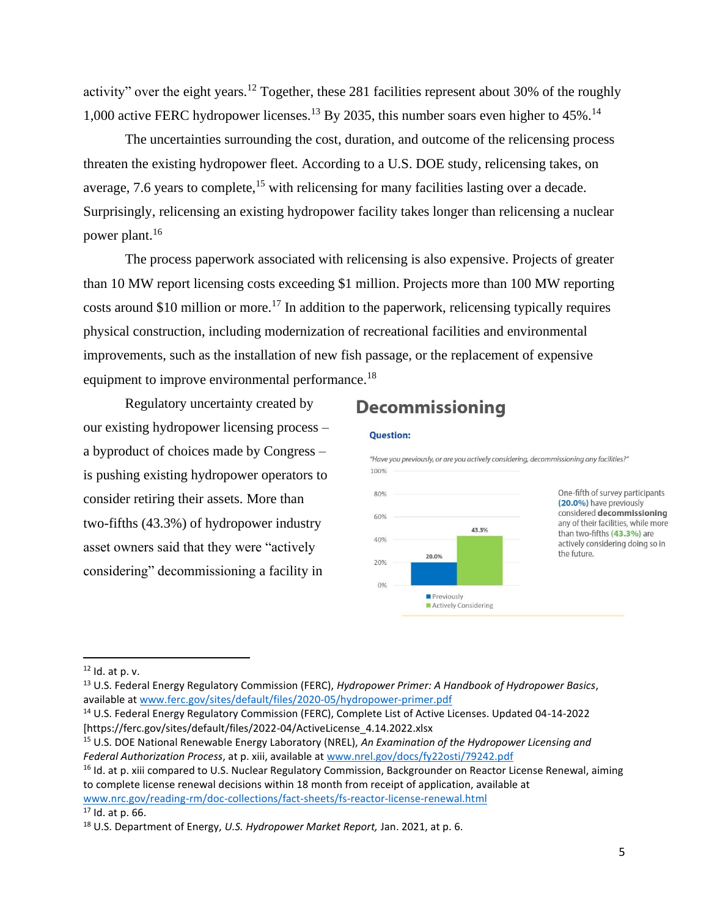activity" over the eight years.[12] Together, these 281 facilities represent about 30% of the roughly 1,000 active FERC hydropower licenses.[13] By 2035, this number soars even higher to 45%.[14]

The uncertainties surrounding the cost, duration, and outcome of the relicensing process threaten the existing hydropower fleet. According to a U.S. DOE study, relicensing takes, on average, 7.6 years to complete,[15] with relicensing for many facilities lasting over a decade. Surprisingly, relicensing an existing hydropower facility takes longer than relicensing a nuclear power plant.[16]

The process paperwork associated with relicensing is also expensive. Projects of greater than 10 MW report licensing costs exceeding $1 million. Projects more than 100 MW reporting costs around $10 million or more.[17] In addition to the paperwork, relicensing typically requires physical construction, including modernization of recreational facilities and environmental improvements, such as the installation of new fish passage, or the replacement of expensive equipment to improve environmental performance.[18]

Regulatory uncertainty created by our existing hydropower licensing process – a byproduct of choices made by Congress – is pushing existing hydropower operators to consider retiring their assets. More than two-fifths (43.3%) of hydropower industry asset owners said that they were "actively considering" decommissioning a facility in

**Decommissioning**

**Question:**

*"Have you previously, or are you actively considering, decommissioning any facilities?"*

| | Percentage |
|---|---|
| Previously | 20.0% |
| Actively Considering | 43.3% |

One-fifth of survey participants **(20.0%)** have previously considered **decommissioning** any of their facilities, while more than two-fifths **(43.3%)** are actively considering doing so in the future.

---

[12] Id. at p. v.

[13] U.S. Federal Energy Regulatory Commission (FERC), *Hydropower Primer: A Handbook of Hydropower Basics*, available at www.ferc.gov/sites/default/files/2020-05/hydropower-primer.pdf

[14] U.S. Federal Energy Regulatory Commission (FERC), Complete List of Active Licenses. Updated 04-14-2022 [https://ferc.gov/sites/default/files/2022-04/ActiveLicense_4.14.2022.xlsx

[15] U.S. DOE National Renewable Energy Laboratory (NREL), *An Examination of the Hydropower Licensing and Federal Authorization Process*, at p. xiii, available at www.nrel.gov/docs/fy22osti/79242.pdf

[16] Id. at p. xiii compared to U.S. Nuclear Regulatory Commission, Backgrounder on Reactor License Renewal, aiming to complete license renewal decisions within 18 month from receipt of application, available at www.nrc.gov/reading-rm/doc-collections/fact-sheets/fs-reactor-license-renewal.html

[17] Id. at p. 66.

[18] U.S. Department of Energy, *U.S. Hydropower Market Report,* Jan. 2021, at p. 6.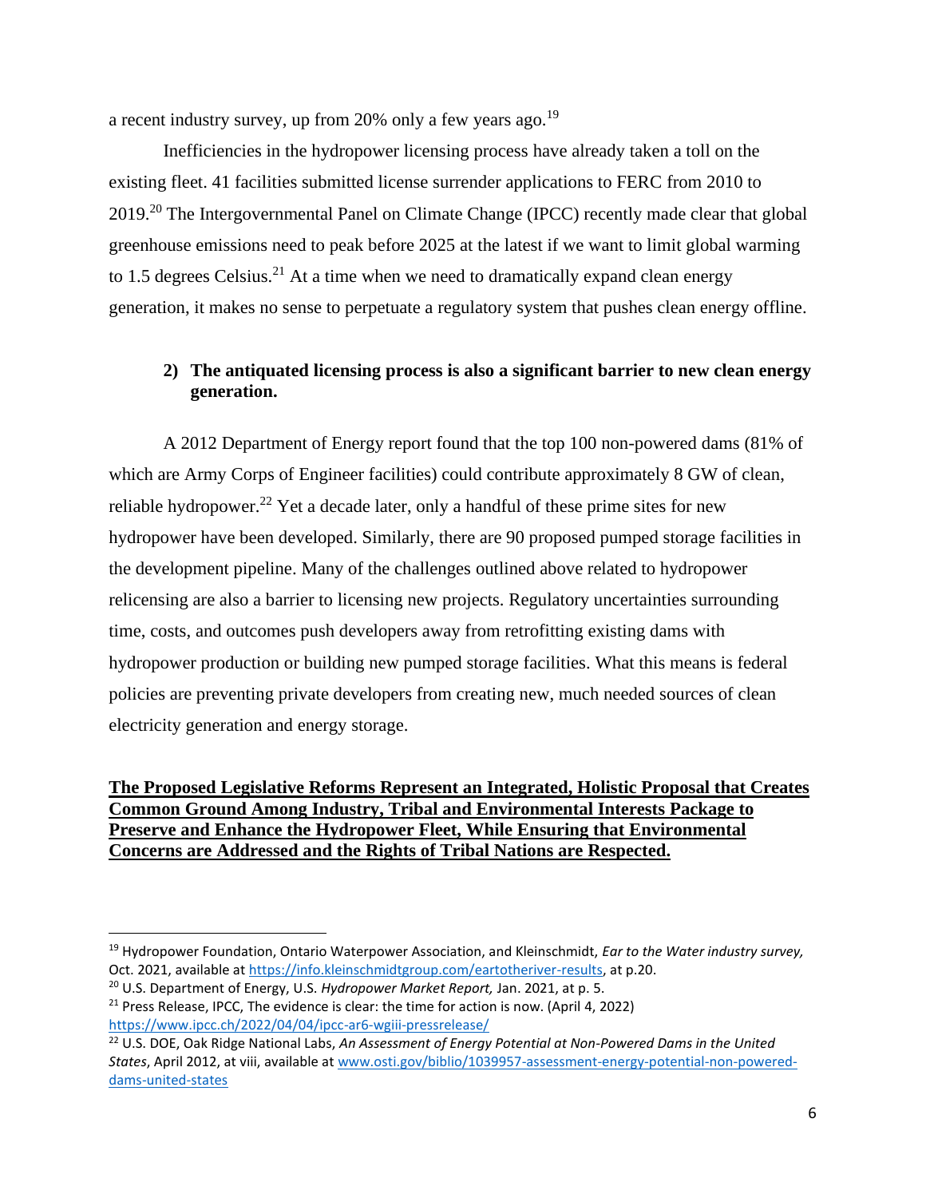a recent industry survey, up from 20% only a few years ago.[19]

Inefficiencies in the hydropower licensing process have already taken a toll on the existing fleet. 41 facilities submitted license surrender applications to FERC from 2010 to 2019.[20] The Intergovernmental Panel on Climate Change (IPCC) recently made clear that global greenhouse emissions need to peak before 2025 at the latest if we want to limit global warming to 1.5 degrees Celsius.[21] At a time when we need to dramatically expand clean energy generation, it makes no sense to perpetuate a regulatory system that pushes clean energy offline.

**2) The antiquated licensing process is also a significant barrier to new clean energy generation.**

A 2012 Department of Energy report found that the top 100 non-powered dams (81% of which are Army Corps of Engineer facilities) could contribute approximately 8 GW of clean, reliable hydropower.[22] Yet a decade later, only a handful of these prime sites for new hydropower have been developed. Similarly, there are 90 proposed pumped storage facilities in the development pipeline. Many of the challenges outlined above related to hydropower relicensing are also a barrier to licensing new projects. Regulatory uncertainties surrounding time, costs, and outcomes push developers away from retrofitting existing dams with hydropower production or building new pumped storage facilities. What this means is federal policies are preventing private developers from creating new, much needed sources of clean electricity generation and energy storage.

**The Proposed Legislative Reforms Represent an Integrated, Holistic Proposal that Creates Common Ground Among Industry, Tribal and Environmental Interests Package to Preserve and Enhance the Hydropower Fleet, While Ensuring that Environmental Concerns are Addressed and the Rights of Tribal Nations are Respected.**

---

[19] Hydropower Foundation, Ontario Waterpower Association, and Kleinschmidt, *Ear to the Water industry survey,* Oct. 2021, available at https://info.kleinschmidtgroup.com/eartotheriver-results, at p.20.

[20] U.S. Department of Energy, U.S. *Hydropower Market Report,* Jan. 2021, at p. 5.

[21] Press Release, IPCC, The evidence is clear: the time for action is now. (April 4, 2022) https://www.ipcc.ch/2022/04/04/ipcc-ar6-wgiii-pressrelease/

[22] U.S. DOE, Oak Ridge National Labs, *An Assessment of Energy Potential at Non-Powered Dams in the United States*, April 2012, at viii, available at www.osti.gov/biblio/1039957-assessment-energy-potential-non-powered-dams-united-states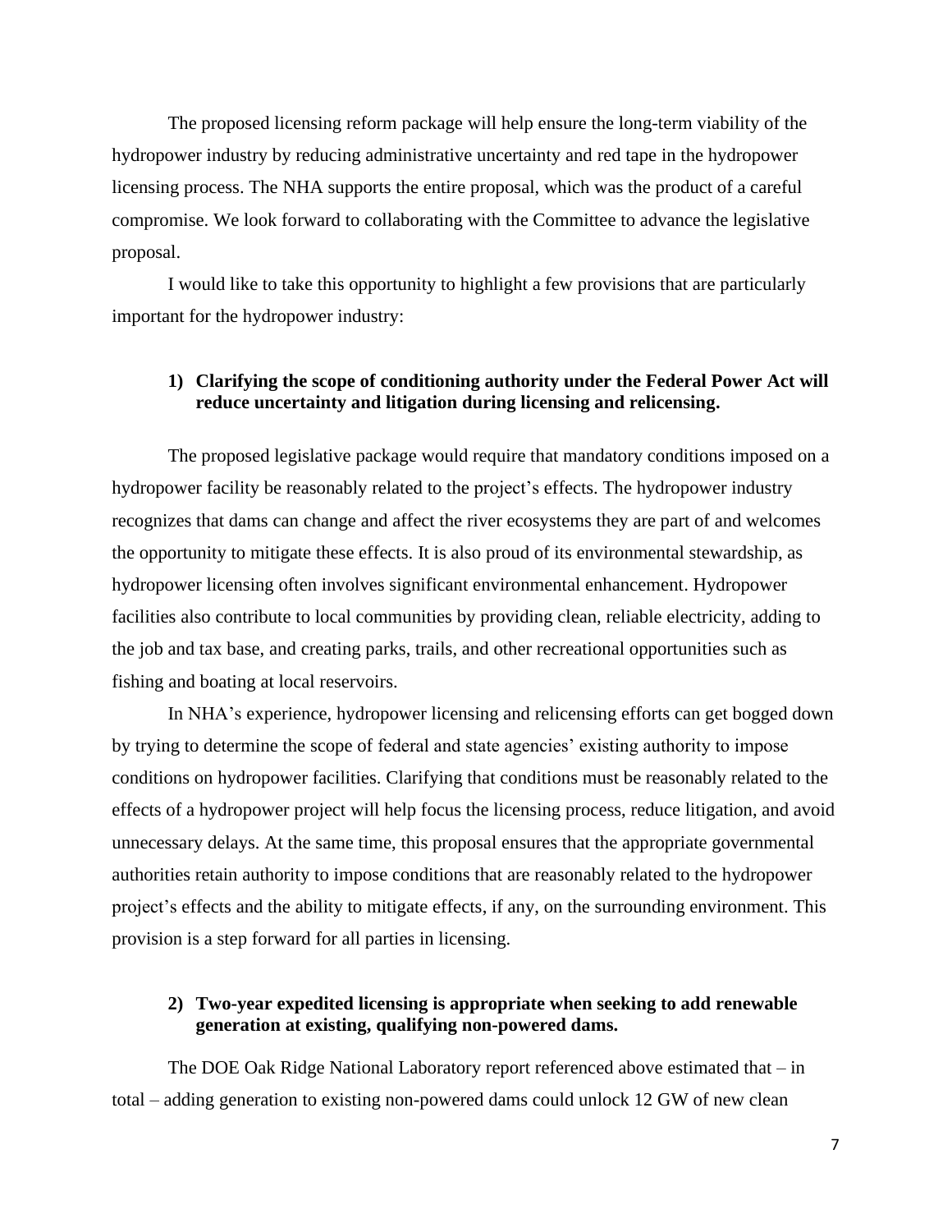The proposed licensing reform package will help ensure the long-term viability of the hydropower industry by reducing administrative uncertainty and red tape in the hydropower licensing process. The NHA supports the entire proposal, which was the product of a careful compromise. We look forward to collaborating with the Committee to advance the legislative proposal.

I would like to take this opportunity to highlight a few provisions that are particularly important for the hydropower industry:

**1) Clarifying the scope of conditioning authority under the Federal Power Act will reduce uncertainty and litigation during licensing and relicensing.**

The proposed legislative package would require that mandatory conditions imposed on a hydropower facility be reasonably related to the project's effects. The hydropower industry recognizes that dams can change and affect the river ecosystems they are part of and welcomes the opportunity to mitigate these effects. It is also proud of its environmental stewardship, as hydropower licensing often involves significant environmental enhancement. Hydropower facilities also contribute to local communities by providing clean, reliable electricity, adding to the job and tax base, and creating parks, trails, and other recreational opportunities such as fishing and boating at local reservoirs.

In NHA's experience, hydropower licensing and relicensing efforts can get bogged down by trying to determine the scope of federal and state agencies' existing authority to impose conditions on hydropower facilities. Clarifying that conditions must be reasonably related to the effects of a hydropower project will help focus the licensing process, reduce litigation, and avoid unnecessary delays. At the same time, this proposal ensures that the appropriate governmental authorities retain authority to impose conditions that are reasonably related to the hydropower project's effects and the ability to mitigate effects, if any, on the surrounding environment. This provision is a step forward for all parties in licensing.

**2) Two-year expedited licensing is appropriate when seeking to add renewable generation at existing, qualifying non-powered dams.**

The DOE Oak Ridge National Laboratory report referenced above estimated that – in total – adding generation to existing non-powered dams could unlock 12 GW of new clean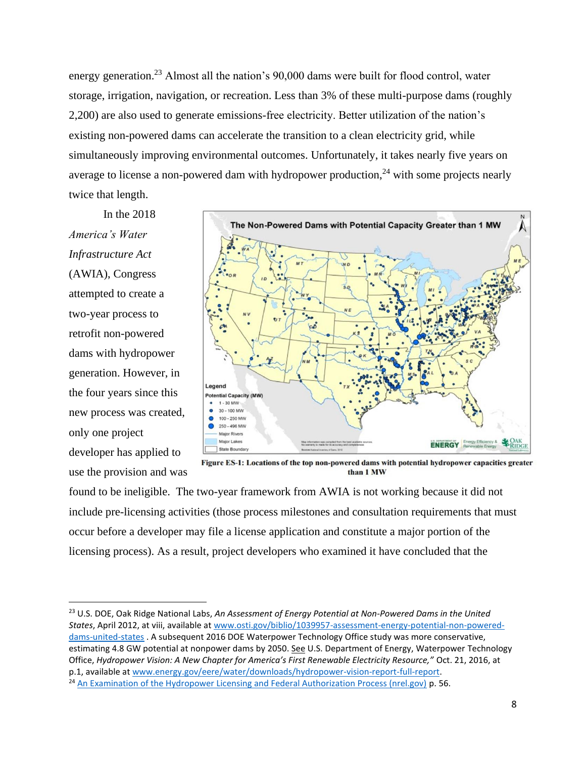energy generation.[23] Almost all the nation's 90,000 dams were built for flood control, water storage, irrigation, navigation, or recreation. Less than 3% of these multi-purpose dams (roughly 2,200) are also used to generate emissions-free electricity. Better utilization of the nation's existing non-powered dams can accelerate the transition to a clean electricity grid, while simultaneously improving environmental outcomes. Unfortunately, it takes nearly five years on average to license a non-powered dam with hydropower production,[24] with some projects nearly twice that length.

In the 2018 *America's Water Infrastructure Act* (AWIA), Congress attempted to create a two-year process to retrofit non-powered dams with hydropower generation. However, in the four years since this new process was created, only one project developer has applied to use the provision and was found to be ineligible. The two-year framework from AWIA is not working because it did not include pre-licensing activities (those process milestones and consultation requirements that must occur before a developer may file a license application and constitute a major portion of the licensing process). As a result, project developers who examined it have concluded that the

**Figure ES-1: Locations of the top non-powered dams with potential hydropower capacities greater than 1 MW**

---

[23] U.S. DOE, Oak Ridge National Labs, *An Assessment of Energy Potential at Non-Powered Dams in the United States*, April 2012, at viii, available at www.osti.gov/biblio/1039957-assessment-energy-potential-non-powered-dams-united-states . A subsequent 2016 DOE Waterpower Technology Office study was more conservative, estimating 4.8 GW potential at nonpower dams by 2050. See U.S. Department of Energy, Waterpower Technology Office, *Hydropower Vision: A New Chapter for America's First Renewable Electricity Resource,"* Oct. 21, 2016, at p.1, available at www.energy.gov/eere/water/downloads/hydropower-vision-report-full-report.

[24] An Examination of the Hydropower Licensing and Federal Authorization Process (nrel.gov) p. 56.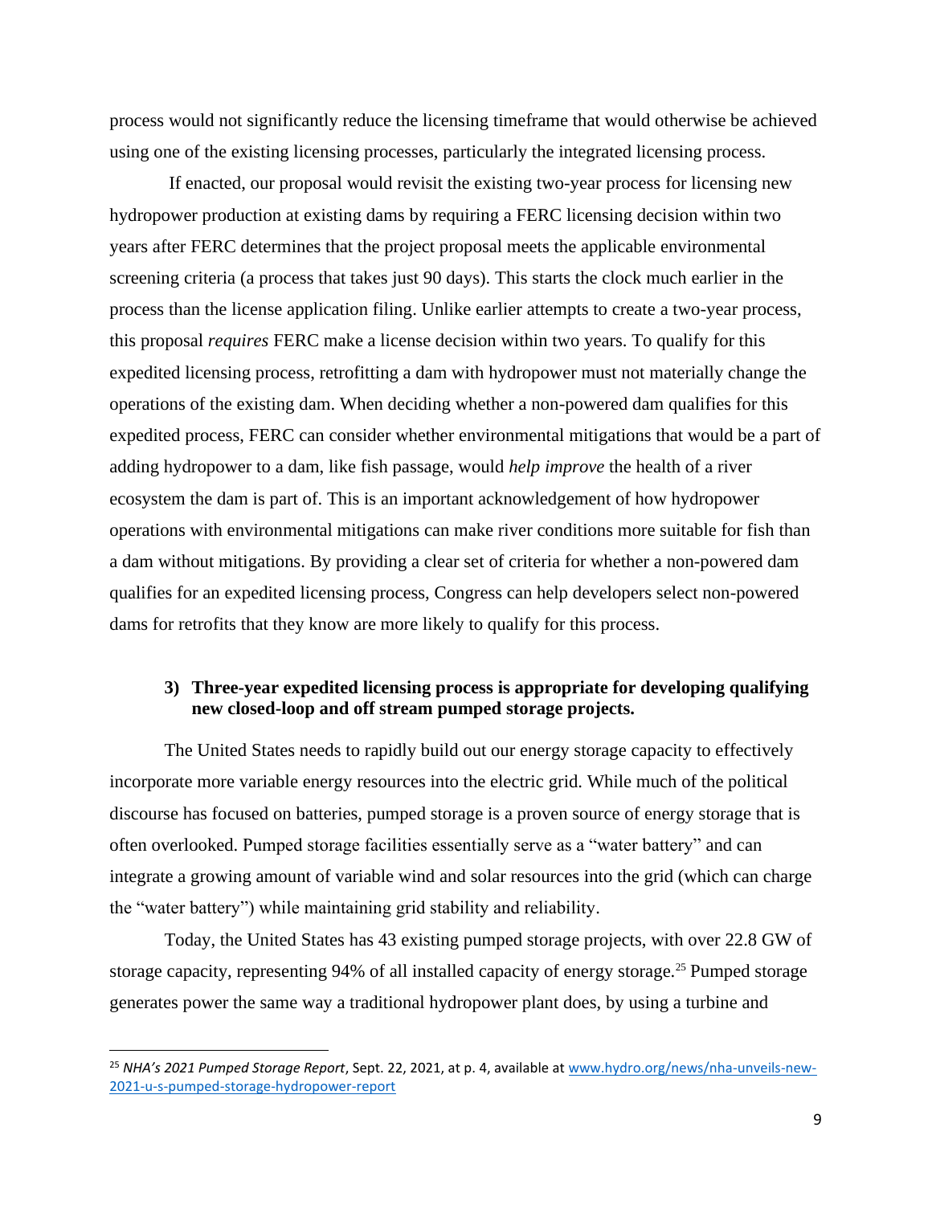process would not significantly reduce the licensing timeframe that would otherwise be achieved using one of the existing licensing processes, particularly the integrated licensing process.

If enacted, our proposal would revisit the existing two-year process for licensing new hydropower production at existing dams by requiring a FERC licensing decision within two years after FERC determines that the project proposal meets the applicable environmental screening criteria (a process that takes just 90 days). This starts the clock much earlier in the process than the license application filing. Unlike earlier attempts to create a two-year process, this proposal *requires* FERC make a license decision within two years. To qualify for this expedited licensing process, retrofitting a dam with hydropower must not materially change the operations of the existing dam. When deciding whether a non-powered dam qualifies for this expedited process, FERC can consider whether environmental mitigations that would be a part of adding hydropower to a dam, like fish passage, would *help improve* the health of a river ecosystem the dam is part of. This is an important acknowledgement of how hydropower operations with environmental mitigations can make river conditions more suitable for fish than a dam without mitigations. By providing a clear set of criteria for whether a non-powered dam qualifies for an expedited licensing process, Congress can help developers select non-powered dams for retrofits that they know are more likely to qualify for this process.

### 3) Three-year expedited licensing process is appropriate for developing qualifying new closed-loop and off stream pumped storage projects.

The United States needs to rapidly build out our energy storage capacity to effectively incorporate more variable energy resources into the electric grid. While much of the political discourse has focused on batteries, pumped storage is a proven source of energy storage that is often overlooked. Pumped storage facilities essentially serve as a "water battery" and can integrate a growing amount of variable wind and solar resources into the grid (which can charge the "water battery") while maintaining grid stability and reliability.

Today, the United States has 43 existing pumped storage projects, with over 22.8 GW of storage capacity, representing 94% of all installed capacity of energy storage.[25] Pumped storage generates power the same way a traditional hydropower plant does, by using a turbine and

---

[25] *NHA's 2021 Pumped Storage Report*, Sept. 22, 2021, at p. 4, available at www.hydro.org/news/nha-unveils-new-2021-u-s-pumped-storage-hydropower-report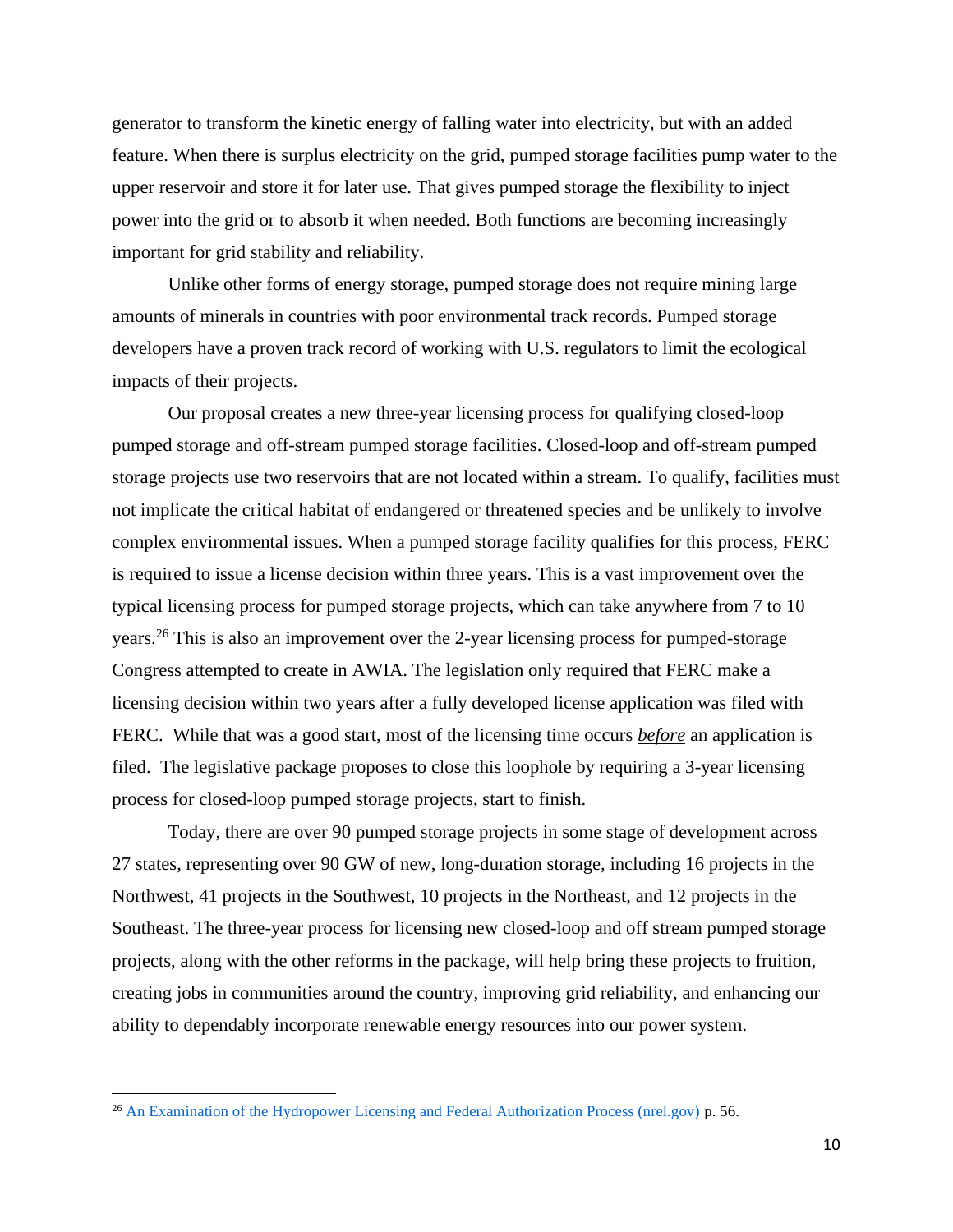generator to transform the kinetic energy of falling water into electricity, but with an added feature. When there is surplus electricity on the grid, pumped storage facilities pump water to the upper reservoir and store it for later use. That gives pumped storage the flexibility to inject power into the grid or to absorb it when needed. Both functions are becoming increasingly important for grid stability and reliability.

Unlike other forms of energy storage, pumped storage does not require mining large amounts of minerals in countries with poor environmental track records. Pumped storage developers have a proven track record of working with U.S. regulators to limit the ecological impacts of their projects.

Our proposal creates a new three-year licensing process for qualifying closed-loop pumped storage and off-stream pumped storage facilities. Closed-loop and off-stream pumped storage projects use two reservoirs that are not located within a stream. To qualify, facilities must not implicate the critical habitat of endangered or threatened species and be unlikely to involve complex environmental issues. When a pumped storage facility qualifies for this process, FERC is required to issue a license decision within three years. This is a vast improvement over the typical licensing process for pumped storage projects, which can take anywhere from 7 to 10 years.[26] This is also an improvement over the 2-year licensing process for pumped-storage Congress attempted to create in AWIA. The legislation only required that FERC make a licensing decision within two years after a fully developed license application was filed with FERC. While that was a good start, most of the licensing time occurs ***before*** an application is filed. The legislative package proposes to close this loophole by requiring a 3-year licensing process for closed-loop pumped storage projects, start to finish.

Today, there are over 90 pumped storage projects in some stage of development across 27 states, representing over 90 GW of new, long-duration storage, including 16 projects in the Northwest, 41 projects in the Southwest, 10 projects in the Northeast, and 12 projects in the Southeast. The three-year process for licensing new closed-loop and off stream pumped storage projects, along with the other reforms in the package, will help bring these projects to fruition, creating jobs in communities around the country, improving grid reliability, and enhancing our ability to dependably incorporate renewable energy resources into our power system.

---

[26] An Examination of the Hydropower Licensing and Federal Authorization Process (nrel.gov) p. 56.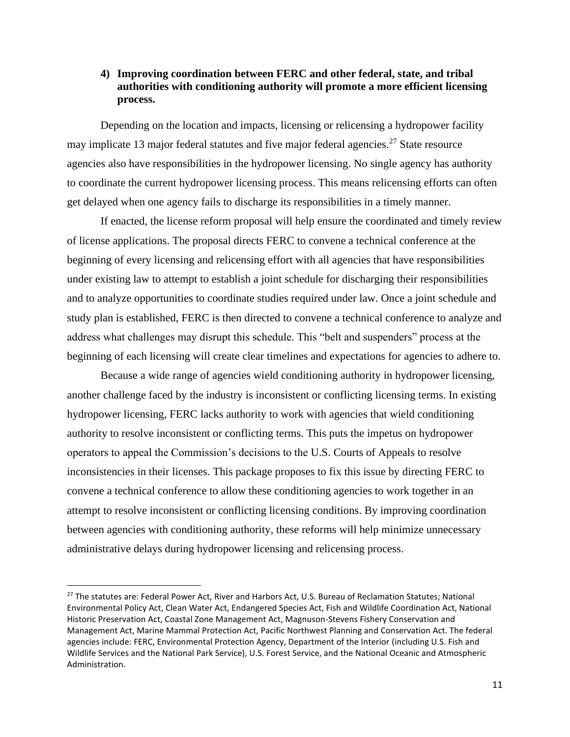#### 4) Improving coordination between FERC and other federal, state, and tribal authorities with conditioning authority will promote a more efficient licensing process.

Depending on the location and impacts, licensing or relicensing a hydropower facility may implicate 13 major federal statutes and five major federal agencies.[27] State resource agencies also have responsibilities in the hydropower licensing. No single agency has authority to coordinate the current hydropower licensing process. This means relicensing efforts can often get delayed when one agency fails to discharge its responsibilities in a timely manner.

If enacted, the license reform proposal will help ensure the coordinated and timely review of license applications. The proposal directs FERC to convene a technical conference at the beginning of every licensing and relicensing effort with all agencies that have responsibilities under existing law to attempt to establish a joint schedule for discharging their responsibilities and to analyze opportunities to coordinate studies required under law. Once a joint schedule and study plan is established, FERC is then directed to convene a technical conference to analyze and address what challenges may disrupt this schedule. This "belt and suspenders" process at the beginning of each licensing will create clear timelines and expectations for agencies to adhere to.

Because a wide range of agencies wield conditioning authority in hydropower licensing, another challenge faced by the industry is inconsistent or conflicting licensing terms. In existing hydropower licensing, FERC lacks authority to work with agencies that wield conditioning authority to resolve inconsistent or conflicting terms. This puts the impetus on hydropower operators to appeal the Commission's decisions to the U.S. Courts of Appeals to resolve inconsistencies in their licenses. This package proposes to fix this issue by directing FERC to convene a technical conference to allow these conditioning agencies to work together in an attempt to resolve inconsistent or conflicting licensing conditions. By improving coordination between agencies with conditioning authority, these reforms will help minimize unnecessary administrative delays during hydropower licensing and relicensing process.

---

[27] The statutes are: Federal Power Act, River and Harbors Act, U.S. Bureau of Reclamation Statutes; National Environmental Policy Act, Clean Water Act, Endangered Species Act, Fish and Wildlife Coordination Act, National Historic Preservation Act, Coastal Zone Management Act, Magnuson-Stevens Fishery Conservation and Management Act, Marine Mammal Protection Act, Pacific Northwest Planning and Conservation Act. The federal agencies include: FERC, Environmental Protection Agency, Department of the Interior (including U.S. Fish and Wildlife Services and the National Park Service), U.S. Forest Service, and the National Oceanic and Atmospheric Administration.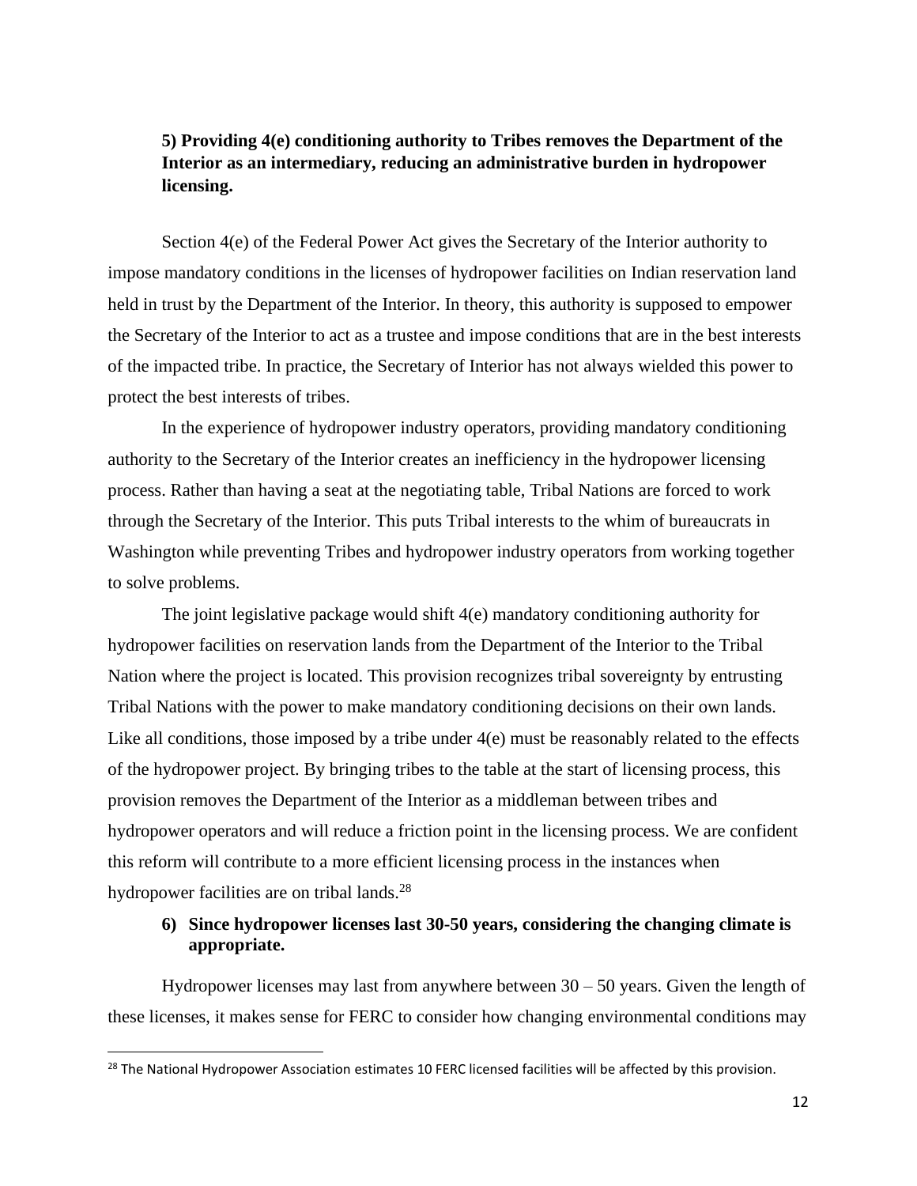**5) Providing 4(e) conditioning authority to Tribes removes the Department of the Interior as an intermediary, reducing an administrative burden in hydropower licensing.**

Section 4(e) of the Federal Power Act gives the Secretary of the Interior authority to impose mandatory conditions in the licenses of hydropower facilities on Indian reservation land held in trust by the Department of the Interior. In theory, this authority is supposed to empower the Secretary of the Interior to act as a trustee and impose conditions that are in the best interests of the impacted tribe. In practice, the Secretary of Interior has not always wielded this power to protect the best interests of tribes.

In the experience of hydropower industry operators, providing mandatory conditioning authority to the Secretary of the Interior creates an inefficiency in the hydropower licensing process. Rather than having a seat at the negotiating table, Tribal Nations are forced to work through the Secretary of the Interior. This puts Tribal interests to the whim of bureaucrats in Washington while preventing Tribes and hydropower industry operators from working together to solve problems.

The joint legislative package would shift 4(e) mandatory conditioning authority for hydropower facilities on reservation lands from the Department of the Interior to the Tribal Nation where the project is located. This provision recognizes tribal sovereignty by entrusting Tribal Nations with the power to make mandatory conditioning decisions on their own lands. Like all conditions, those imposed by a tribe under 4(e) must be reasonably related to the effects of the hydropower project. By bringing tribes to the table at the start of licensing process, this provision removes the Department of the Interior as a middleman between tribes and hydropower operators and will reduce a friction point in the licensing process. We are confident this reform will contribute to a more efficient licensing process in the instances when hydropower facilities are on tribal lands.[28]

**6) Since hydropower licenses last 30-50 years, considering the changing climate is appropriate.**

Hydropower licenses may last from anywhere between 30 – 50 years. Given the length of these licenses, it makes sense for FERC to consider how changing environmental conditions may

[28] The National Hydropower Association estimates 10 FERC licensed facilities will be affected by this provision.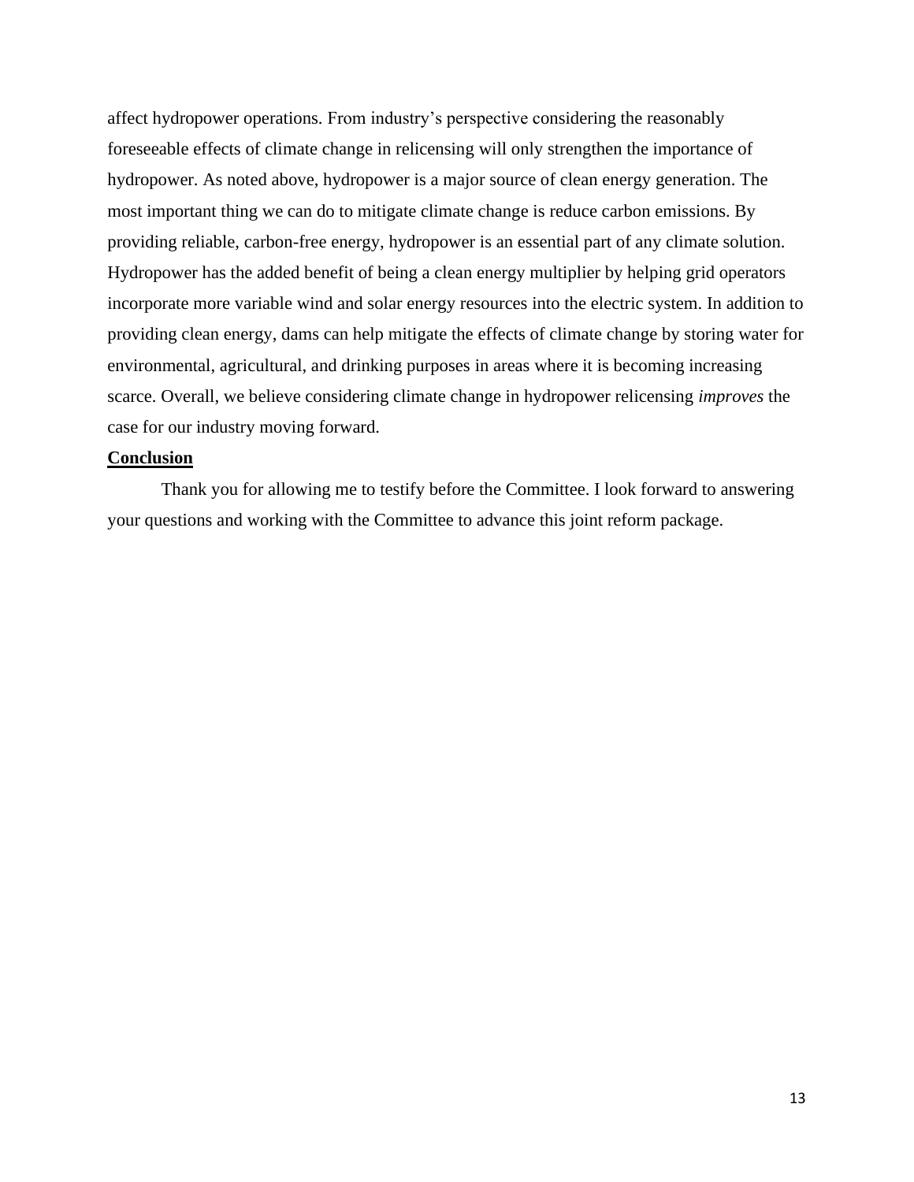affect hydropower operations. From industry's perspective considering the reasonably foreseeable effects of climate change in relicensing will only strengthen the importance of hydropower. As noted above, hydropower is a major source of clean energy generation. The most important thing we can do to mitigate climate change is reduce carbon emissions. By providing reliable, carbon-free energy, hydropower is an essential part of any climate solution. Hydropower has the added benefit of being a clean energy multiplier by helping grid operators incorporate more variable wind and solar energy resources into the electric system. In addition to providing clean energy, dams can help mitigate the effects of climate change by storing water for environmental, agricultural, and drinking purposes in areas where it is becoming increasing scarce. Overall, we believe considering climate change in hydropower relicensing *improves* the case for our industry moving forward.

**Conclusion**

Thank you for allowing me to testify before the Committee. I look forward to answering your questions and working with the Committee to advance this joint reform package.